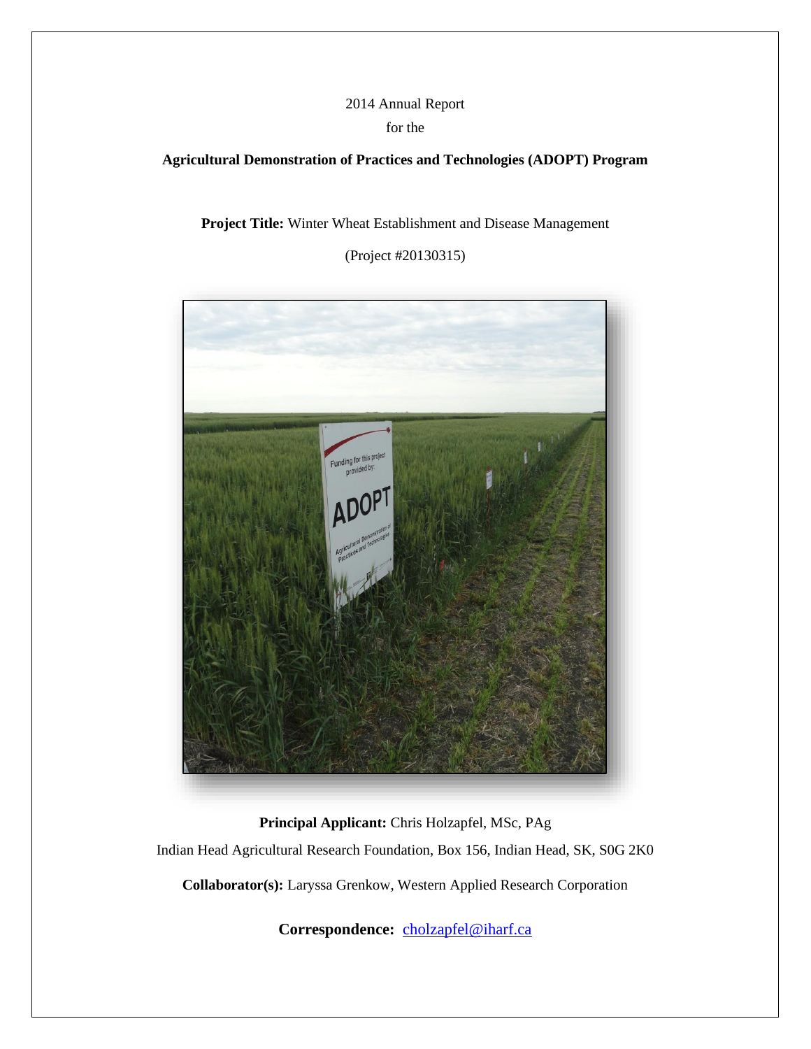2014 Annual Report

for the

**Agricultural Demonstration of Practices and Technologies (ADOPT) Program**

**Project Title:** Winter Wheat Establishment and Disease Management

(Project #20130315)

**Principal Applicant:** Chris Holzapfel, MSc, PAg

Indian Head Agricultural Research Foundation, Box 156, Indian Head, SK, S0G 2K0

**Collaborator(s):** Laryssa Grenkow, Western Applied Research Corporation

**Correspondence:** cholzapfel@iharf.ca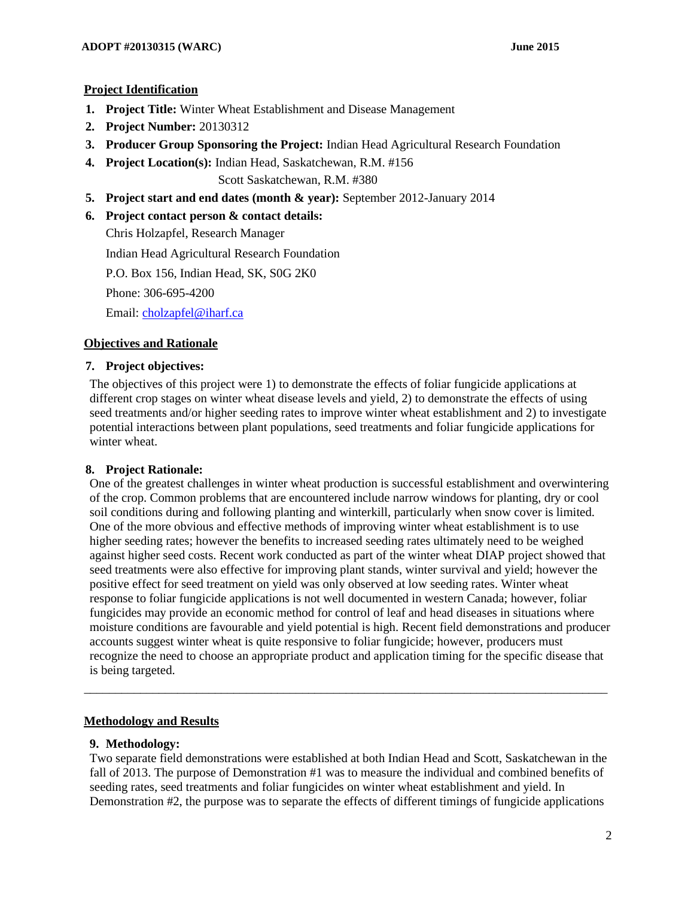## Project Identification

1. **Project Title:** Winter Wheat Establishment and Disease Management
2. **Project Number:** 20130312
3. **Producer Group Sponsoring the Project:** Indian Head Agricultural Research Foundation
4. **Project Location(s):** Indian Head, Saskatchewan, R.M. #156
   Scott Saskatchewan, R.M. #380
5. **Project start and end dates (month & year):** September 2012-January 2014
6. **Project contact person & contact details:**
   Chris Holzapfel, Research Manager
   Indian Head Agricultural Research Foundation
   P.O. Box 156, Indian Head, SK, S0G 2K0
   Phone: 306-695-4200
   Email: cholzapfel@iharf.ca

## Objectives and Rationale

7. **Project objectives:**

The objectives of this project were 1) to demonstrate the effects of foliar fungicide applications at different crop stages on winter wheat disease levels and yield, 2) to demonstrate the effects of using seed treatments and/or higher seeding rates to improve winter wheat establishment and 2) to investigate potential interactions between plant populations, seed treatments and foliar fungicide applications for winter wheat.

8. **Project Rationale:**

One of the greatest challenges in winter wheat production is successful establishment and overwintering of the crop. Common problems that are encountered include narrow windows for planting, dry or cool soil conditions during and following planting and winterkill, particularly when snow cover is limited. One of the more obvious and effective methods of improving winter wheat establishment is to use higher seeding rates; however the benefits to increased seeding rates ultimately need to be weighed against higher seed costs. Recent work conducted as part of the winter wheat DIAP project showed that seed treatments were also effective for improving plant stands, winter survival and yield; however the positive effect for seed treatment on yield was only observed at low seeding rates. Winter wheat response to foliar fungicide applications is not well documented in western Canada; however, foliar fungicides may provide an economic method for control of leaf and head diseases in situations where moisture conditions are favourable and yield potential is high. Recent field demonstrations and producer accounts suggest winter wheat is quite responsive to foliar fungicide; however, producers must recognize the need to choose an appropriate product and application timing for the specific disease that is being targeted.

---

## Methodology and Results

9. **Methodology:**

Two separate field demonstrations were established at both Indian Head and Scott, Saskatchewan in the fall of 2013. The purpose of Demonstration #1 was to measure the individual and combined benefits of seeding rates, seed treatments and foliar fungicides on winter wheat establishment and yield. In Demonstration #2, the purpose was to separate the effects of different timings of fungicide applications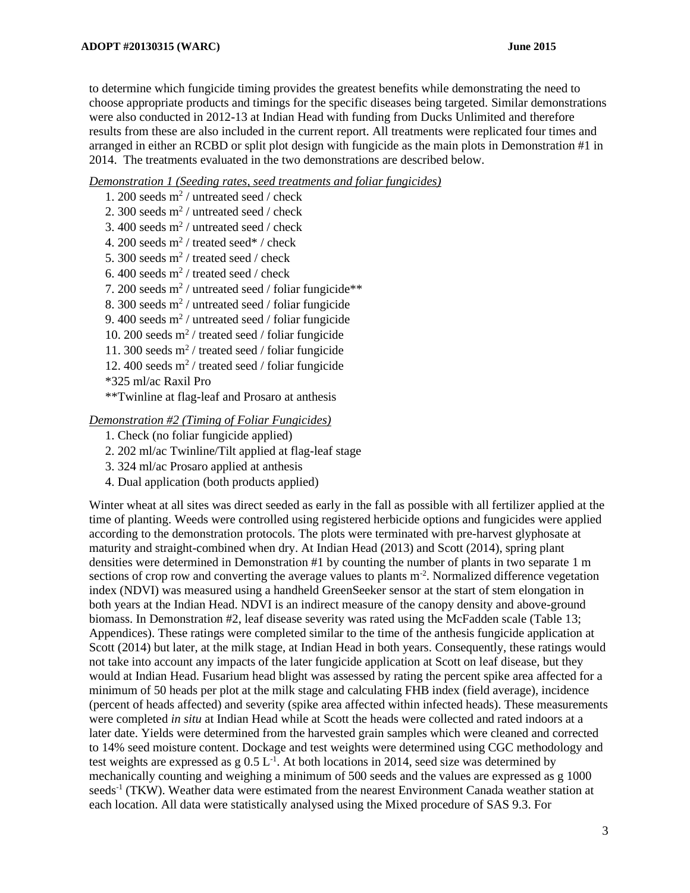to determine which fungicide timing provides the greatest benefits while demonstrating the need to choose appropriate products and timings for the specific diseases being targeted. Similar demonstrations were also conducted in 2012-13 at Indian Head with funding from Ducks Unlimited and therefore results from these are also included in the current report. All treatments were replicated four times and arranged in either an RCBD or split plot design with fungicide as the main plots in Demonstration #1 in 2014. The treatments evaluated in the two demonstrations are described below.

*Demonstration 1 (Seeding rates, seed treatments and foliar fungicides)*

1. 200 seeds $m^2$ / untreated seed / check
2. 300 seeds $m^2$ / untreated seed / check
3. 400 seeds $m^2$ / untreated seed / check
4. 200 seeds $m^2$ / treated seed* / check
5. 300 seeds $m^2$ / treated seed / check
6. 400 seeds $m^2$ / treated seed / check
7. 200 seeds $m^2$ / untreated seed / foliar fungicide**
8. 300 seeds $m^2$ / untreated seed / foliar fungicide
9. 400 seeds $m^2$ / untreated seed / foliar fungicide
10. 200 seeds $m^2$ / treated seed / foliar fungicide
11. 300 seeds $m^2$ / treated seed / foliar fungicide
12. 400 seeds $m^2$ / treated seed / foliar fungicide

*325 ml/ac Raxil Pro
**Twinline at flag-leaf and Prosaro at anthesis

*Demonstration #2 (Timing of Foliar Fungicides)*

1. Check (no foliar fungicide applied)
2. 202 ml/ac Twinline/Tilt applied at flag-leaf stage
3. 324 ml/ac Prosaro applied at anthesis
4. Dual application (both products applied)

Winter wheat at all sites was direct seeded as early in the fall as possible with all fertilizer applied at the time of planting. Weeds were controlled using registered herbicide options and fungicides were applied according to the demonstration protocols. The plots were terminated with pre-harvest glyphosate at maturity and straight-combined when dry. At Indian Head (2013) and Scott (2014), spring plant densities were determined in Demonstration #1 by counting the number of plants in two separate 1 m sections of crop row and converting the average values to plants $m^{-2}$. Normalized difference vegetation index (NDVI) was measured using a handheld GreenSeeker sensor at the start of stem elongation in both years at the Indian Head. NDVI is an indirect measure of the canopy density and above-ground biomass. In Demonstration #2, leaf disease severity was rated using the McFadden scale (Table 13; Appendices). These ratings were completed similar to the time of the anthesis fungicide application at Scott (2014) but later, at the milk stage, at Indian Head in both years. Consequently, these ratings would not take into account any impacts of the later fungicide application at Scott on leaf disease, but they would at Indian Head. Fusarium head blight was assessed by rating the percent spike area affected for a minimum of 50 heads per plot at the milk stage and calculating FHB index (field average), incidence (percent of heads affected) and severity (spike area affected within infected heads). These measurements were completed *in situ* at Indian Head while at Scott the heads were collected and rated indoors at a later date. Yields were determined from the harvested grain samples which were cleaned and corrected to 14% seed moisture content. Dockage and test weights were determined using CGC methodology and test weights are expressed as g $0.5\ L^{-1}$. At both locations in 2014, seed size was determined by mechanically counting and weighing a minimum of 500 seeds and the values are expressed as g 1000 $seeds^{-1}$ (TKW). Weather data were estimated from the nearest Environment Canada weather station at each location. All data were statistically analysed using the Mixed procedure of SAS 9.3. For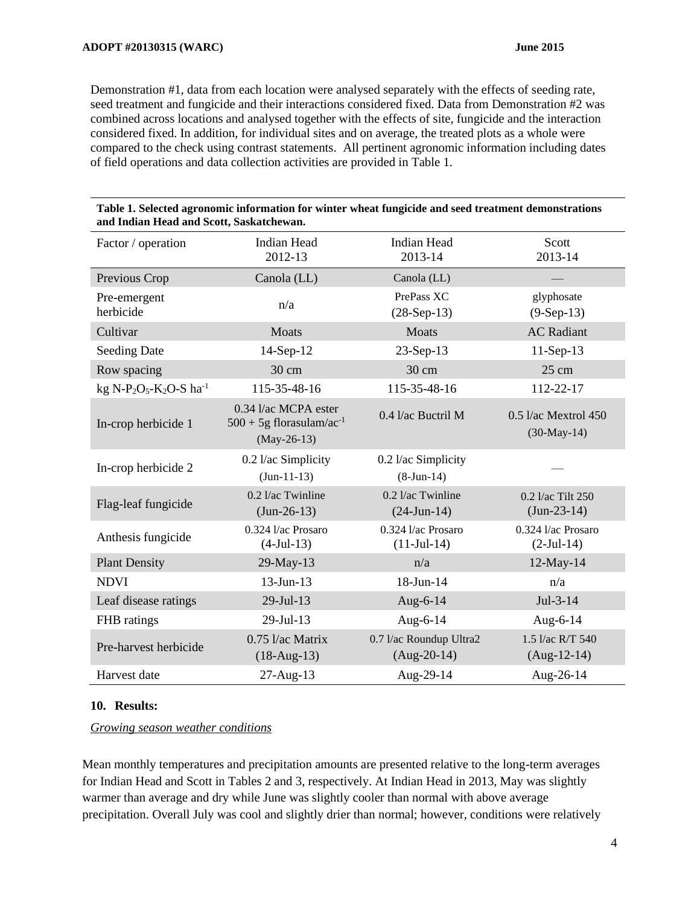Demonstration #1, data from each location were analysed separately with the effects of seeding rate, seed treatment and fungicide and their interactions considered fixed. Data from Demonstration #2 was combined across locations and analysed together with the effects of site, fungicide and the interaction considered fixed. In addition, for individual sites and on average, the treated plots as a whole were compared to the check using contrast statements. All pertinent agronomic information including dates of field operations and data collection activities are provided in Table 1.

**Table 1. Selected agronomic information for winter wheat fungicide and seed treatment demonstrations and Indian Head and Scott, Saskatchewan.**

| Factor / operation | Indian Head 2012-13 | Indian Head 2013-14 | Scott 2013-14 |
|---|---|---|---|
| Previous Crop | Canola (LL) | Canola (LL) | — |
| Pre-emergent herbicide | n/a | PrePass XC (28-Sep-13) | glyphosate (9-Sep-13) |
| Cultivar | Moats | Moats | AC Radiant |
| Seeding Date | 14-Sep-12 | 23-Sep-13 | 11-Sep-13 |
| Row spacing | 30 cm | 30 cm | 25 cm |
| kg $N$-$P_2O_5$-$K_2O$-S $ha^{-1}$ | 115-35-48-16 | 115-35-48-16 | 112-22-17 |
| In-crop herbicide 1 | 0.34 l/ac MCPA ester 500 + 5g florasulam/$ac^{-1}$ (May-26-13) | 0.4 l/ac Buctril M | 0.5 l/ac Mextrol 450 (30-May-14) |
| In-crop herbicide 2 | 0.2 l/ac Simplicity (Jun-11-13) | 0.2 l/ac Simplicity (8-Jun-14) | — |
| Flag-leaf fungicide | 0.2 l/ac Twinline (Jun-26-13) | 0.2 l/ac Twinline (24-Jun-14) | 0.2 l/ac Tilt 250 (Jun-23-14) |
| Anthesis fungicide | 0.324 l/ac Prosaro (4-Jul-13) | 0.324 l/ac Prosaro (11-Jul-14) | 0.324 l/ac Prosaro (2-Jul-14) |
| Plant Density | 29-May-13 | n/a | 12-May-14 |
| NDVI | 13-Jun-13 | 18-Jun-14 | n/a |
| Leaf disease ratings | 29-Jul-13 | Aug-6-14 | Jul-3-14 |
| FHB ratings | 29-Jul-13 | Aug-6-14 | Aug-6-14 |
| Pre-harvest herbicide | 0.75 l/ac Matrix (18-Aug-13) | 0.7 l/ac Roundup Ultra2 (Aug-20-14) | 1.5 l/ac R/T 540 (Aug-12-14) |
| Harvest date | 27-Aug-13 | Aug-29-14 | Aug-26-14 |

## 10. Results:

*Growing season weather conditions*

Mean monthly temperatures and precipitation amounts are presented relative to the long-term averages for Indian Head and Scott in Tables 2 and 3, respectively. At Indian Head in 2013, May was slightly warmer than average and dry while June was slightly cooler than normal with above average precipitation. Overall July was cool and slightly drier than normal; however, conditions were relatively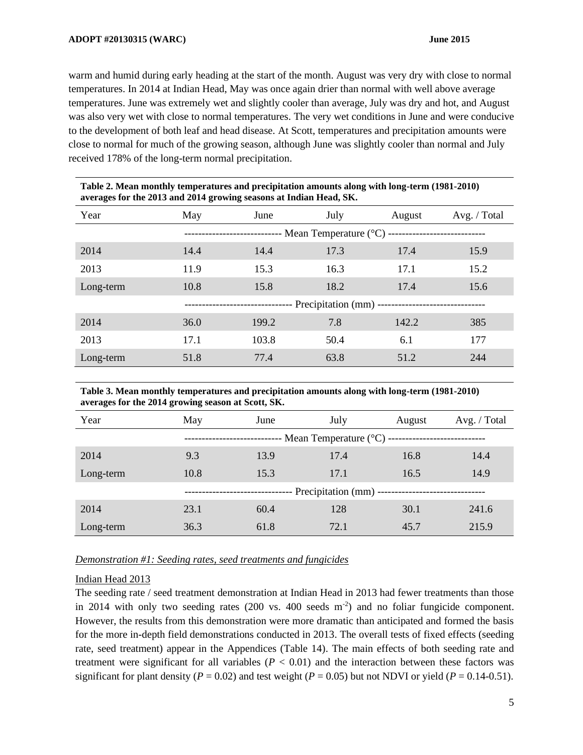warm and humid during early heading at the start of the month. August was very dry with close to normal temperatures. In 2014 at Indian Head, May was once again drier than normal with well above average temperatures. June was extremely wet and slightly cooler than average, July was dry and hot, and August was also very wet with close to normal temperatures. The very wet conditions in June and were conducive to the development of both leaf and head disease. At Scott, temperatures and precipitation amounts were close to normal for much of the growing season, although June was slightly cooler than normal and July received 178% of the long-term normal precipitation.

**Table 2. Mean monthly temperatures and precipitation amounts along with long-term (1981-2010) averages for the 2013 and 2014 growing seasons at Indian Head, SK.**

| Year | May | June | July | August | Avg. / Total |
|---|---|---|---|---|---|
| | --------------------------- Mean Temperature (°C) --------------------------- | | | | |
| 2014 | 14.4 | 14.4 | 17.3 | 17.4 | 15.9 |
| 2013 | 11.9 | 15.3 | 16.3 | 17.1 | 15.2 |
| Long-term | 10.8 | 15.8 | 18.2 | 17.4 | 15.6 |
| | ------------------------------ Precipitation (mm) ------------------------------ | | | | |
| 2014 | 36.0 | 199.2 | 7.8 | 142.2 | 385 |
| 2013 | 17.1 | 103.8 | 50.4 | 6.1 | 177 |
| Long-term | 51.8 | 77.4 | 63.8 | 51.2 | 244 |

**Table 3. Mean monthly temperatures and precipitation amounts along with long-term (1981-2010) averages for the 2014 growing season at Scott, SK.**

| Year | May | June | July | August | Avg. / Total |
|---|---|---|---|---|---|
| | --------------------------- Mean Temperature (°C) --------------------------- | | | | |
| 2014 | 9.3 | 13.9 | 17.4 | 16.8 | 14.4 |
| Long-term | 10.8 | 15.3 | 17.1 | 16.5 | 14.9 |
| | ------------------------------ Precipitation (mm) ------------------------------ | | | | |
| 2014 | 23.1 | 60.4 | 128 | 30.1 | 241.6 |
| Long-term | 36.3 | 61.8 | 72.1 | 45.7 | 215.9 |

*Demonstration #1: Seeding rates, seed treatments and fungicides*

Indian Head 2013

The seeding rate / seed treatment demonstration at Indian Head in 2013 had fewer treatments than those in 2014 with only two seeding rates (200 vs. 400 seeds $m^{-2}$) and no foliar fungicide component. However, the results from this demonstration were more dramatic than anticipated and formed the basis for the more in-depth field demonstrations conducted in 2013. The overall tests of fixed effects (seeding rate, seed treatment) appear in the Appendices (Table 14). The main effects of both seeding rate and treatment were significant for all variables ($P < 0.01$) and the interaction between these factors was significant for plant density ($P = 0.02$) and test weight ($P = 0.05$) but not NDVI or yield ($P = 0.14$-$0.51$).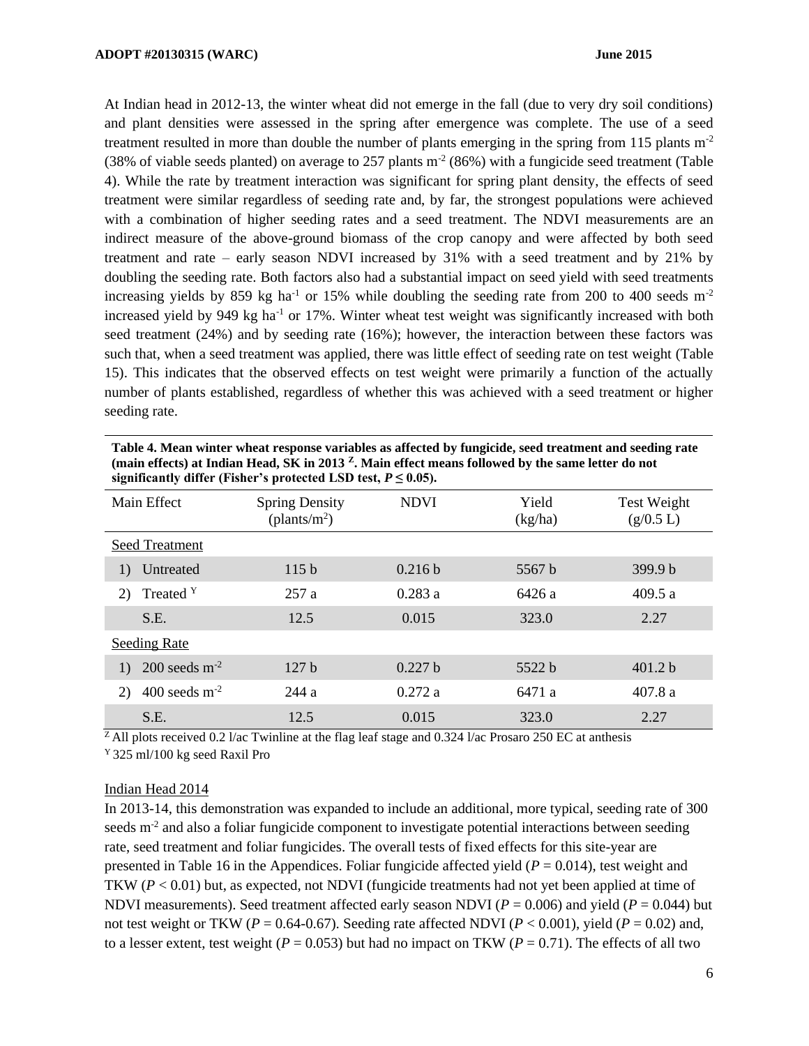At Indian head in 2012-13, the winter wheat did not emerge in the fall (due to very dry soil conditions) and plant densities were assessed in the spring after emergence was complete. The use of a seed treatment resulted in more than double the number of plants emerging in the spring from 115 plants $m^{-2}$ (38% of viable seeds planted) on average to 257 plants $m^{-2}$ (86%) with a fungicide seed treatment (Table 4). While the rate by treatment interaction was significant for spring plant density, the effects of seed treatment were similar regardless of seeding rate and, by far, the strongest populations were achieved with a combination of higher seeding rates and a seed treatment. The NDVI measurements are an indirect measure of the above-ground biomass of the crop canopy and were affected by both seed treatment and rate – early season NDVI increased by 31% with a seed treatment and by 21% by doubling the seeding rate. Both factors also had a substantial impact on seed yield with seed treatments increasing yields by 859 kg $ha^{-1}$ or 15% while doubling the seeding rate from 200 to 400 seeds $m^{-2}$ increased yield by 949 kg $ha^{-1}$ or 17%. Winter wheat test weight was significantly increased with both seed treatment (24%) and by seeding rate (16%); however, the interaction between these factors was such that, when a seed treatment was applied, there was little effect of seeding rate on test weight (Table 15). This indicates that the observed effects on test weight were primarily a function of the actually number of plants established, regardless of whether this was achieved with a seed treatment or higher seeding rate.

**Table 4. Mean winter wheat response variables as affected by fungicide, seed treatment and seeding rate (main effects) at Indian Head, SK in 2013 [Z]. Main effect means followed by the same letter do not significantly differ (Fisher's protected LSD test, $P \leq 0.05$).**

| Main Effect | Spring Density (plants/$m^2$) | NDVI | Yield (kg/ha) | Test Weight (g/0.5 L) |
|---|---|---|---|---|
| Seed Treatment | | | | |
| 1) Untreated | 115 b | 0.216 b | 5567 b | 399.9 b |
| 2) Treated [Y] | 257 a | 0.283 a | 6426 a | 409.5 a |
| S.E. | 12.5 | 0.015 | 323.0 | 2.27 |
| Seeding Rate | | | | |
| 1) 200 seeds $m^{-2}$ | 127 b | 0.227 b | 5522 b | 401.2 b |
| 2) 400 seeds $m^{-2}$ | 244 a | 0.272 a | 6471 a | 407.8 a |
| S.E. | 12.5 | 0.015 | 323.0 | 2.27 |

[Z] All plots received 0.2 l/ac Twinline at the flag leaf stage and 0.324 l/ac Prosaro 250 EC at anthesis
[Y] 325 ml/100 kg seed Raxil Pro

## Indian Head 2014

In 2013-14, this demonstration was expanded to include an additional, more typical, seeding rate of 300 seeds $m^{-2}$ and also a foliar fungicide component to investigate potential interactions between seeding rate, seed treatment and foliar fungicides. The overall tests of fixed effects for this site-year are presented in Table 16 in the Appendices. Foliar fungicide affected yield ($P = 0.014$), test weight and TKW ($P < 0.01$) but, as expected, not NDVI (fungicide treatments had not yet been applied at time of NDVI measurements). Seed treatment affected early season NDVI ($P = 0.006$) and yield ($P = 0.044$) but not test weight or TKW ($P = 0.64$-$0.67$). Seeding rate affected NDVI ($P < 0.001$), yield ($P = 0.02$) and, to a lesser extent, test weight ($P = 0.053$) but had no impact on TKW ($P = 0.71$). The effects of all two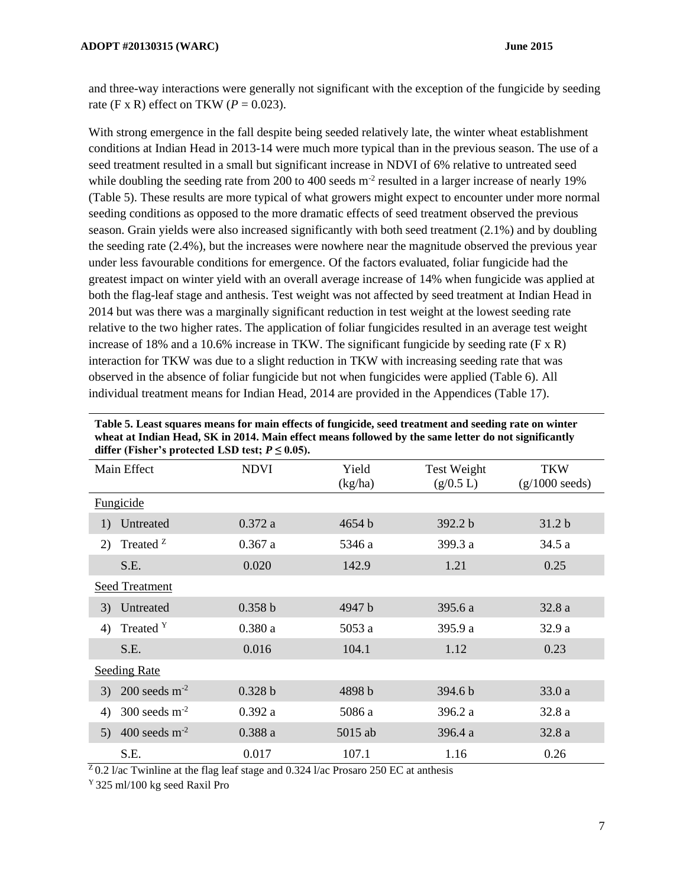and three-way interactions were generally not significant with the exception of the fungicide by seeding rate (F x R) effect on TKW ($P = 0.023$).

With strong emergence in the fall despite being seeded relatively late, the winter wheat establishment conditions at Indian Head in 2013-14 were much more typical than in the previous season. The use of a seed treatment resulted in a small but significant increase in NDVI of 6% relative to untreated seed while doubling the seeding rate from 200 to 400 seeds $m^{-2}$ resulted in a larger increase of nearly 19% (Table 5). These results are more typical of what growers might expect to encounter under more normal seeding conditions as opposed to the more dramatic effects of seed treatment observed the previous season. Grain yields were also increased significantly with both seed treatment (2.1%) and by doubling the seeding rate (2.4%), but the increases were nowhere near the magnitude observed the previous year under less favourable conditions for emergence. Of the factors evaluated, foliar fungicide had the greatest impact on winter yield with an overall average increase of 14% when fungicide was applied at both the flag-leaf stage and anthesis. Test weight was not affected by seed treatment at Indian Head in 2014 but was there was a marginally significant reduction in test weight at the lowest seeding rate relative to the two higher rates. The application of foliar fungicides resulted in an average test weight increase of 18% and a 10.6% increase in TKW. The significant fungicide by seeding rate (F x R) interaction for TKW was due to a slight reduction in TKW with increasing seeding rate that was observed in the absence of foliar fungicide but not when fungicides were applied (Table 6). All individual treatment means for Indian Head, 2014 are provided in the Appendices (Table 17).

**Table 5. Least squares means for main effects of fungicide, seed treatment and seeding rate on winter wheat at Indian Head, SK in 2014. Main effect means followed by the same letter do not significantly differ (Fisher's protected LSD test; $P \leq 0.05$).**

| Main Effect | NDVI | Yield (kg/ha) | Test Weight (g/0.5 L) | TKW (g/1000 seeds) |
|---|---|---|---|---|
| Fungicide | | | | |
| 1) Untreated | 0.372 a | 4654 b | 392.2 b | 31.2 b |
| 2) Treated [Z] | 0.367 a | 5346 a | 399.3 a | 34.5 a |
| S.E. | 0.020 | 142.9 | 1.21 | 0.25 |
| Seed Treatment | | | | |
| 3) Untreated | 0.358 b | 4947 b | 395.6 a | 32.8 a |
| 4) Treated [Y] | 0.380 a | 5053 a | 395.9 a | 32.9 a |
| S.E. | 0.016 | 104.1 | 1.12 | 0.23 |
| Seeding Rate | | | | |
| 3) 200 seeds $m^{-2}$ | 0.328 b | 4898 b | 394.6 b | 33.0 a |
| 4) 300 seeds $m^{-2}$ | 0.392 a | 5086 a | 396.2 a | 32.8 a |
| 5) 400 seeds $m^{-2}$ | 0.388 a | 5015 ab | 396.4 a | 32.8 a |
| S.E. | 0.017 | 107.1 | 1.16 | 0.26 |

[Z] 0.2 l/ac Twinline at the flag leaf stage and 0.324 l/ac Prosaro 250 EC at anthesis

[Y] 325 ml/100 kg seed Raxil Pro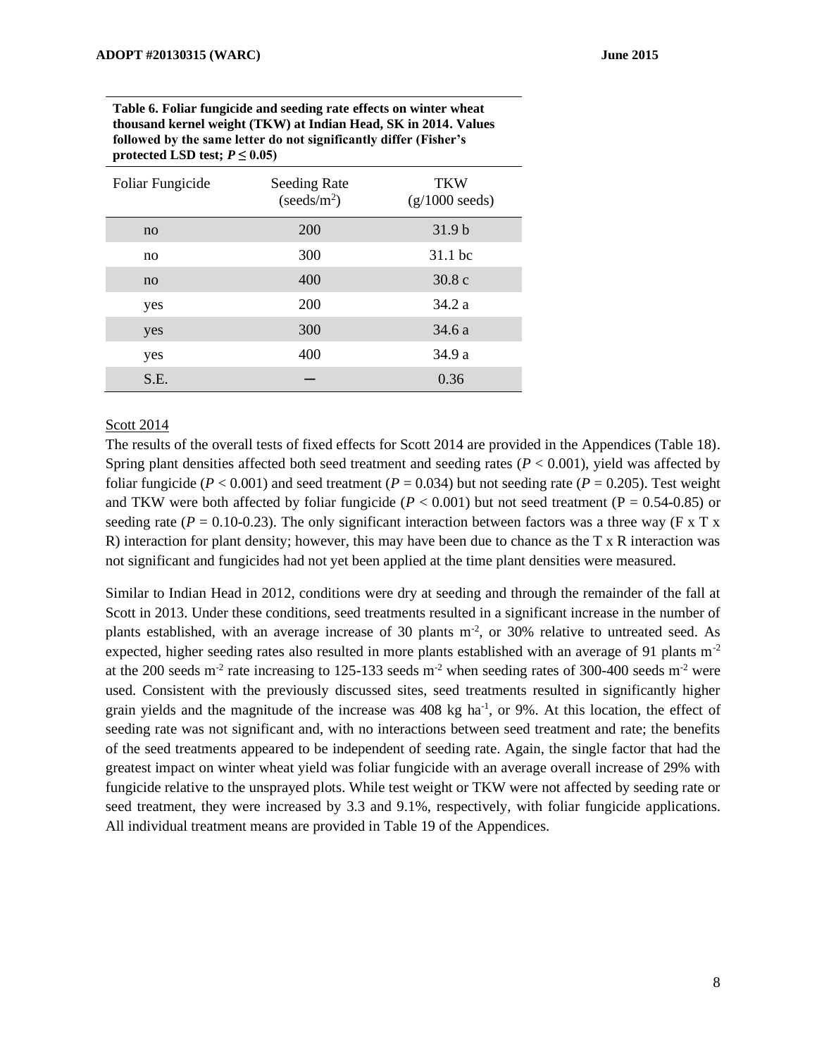**Table 6. Foliar fungicide and seeding rate effects on winter wheat thousand kernel weight (TKW) at Indian Head, SK in 2014. Values followed by the same letter do not significantly differ (Fisher's protected LSD test; $P \leq 0.05$)**

| Foliar Fungicide | Seeding Rate (seeds/m$^2$) | TKW (g/1000 seeds) |
|---|---|---|
| no | 200 | 31.9 b |
| no | 300 | 31.1 bc |
| no | 400 | 30.8 c |
| yes | 200 | 34.2 a |
| yes | 300 | 34.6 a |
| yes | 400 | 34.9 a |
| S.E. | – | 0.36 |

Scott 2014

The results of the overall tests of fixed effects for Scott 2014 are provided in the Appendices (Table 18). Spring plant densities affected both seed treatment and seeding rates ($P < 0.001$), yield was affected by foliar fungicide ($P < 0.001$) and seed treatment ($P = 0.034$) but not seeding rate ($P = 0.205$). Test weight and TKW were both affected by foliar fungicide ($P < 0.001$) but not seed treatment ($P = 0.54$-$0.85$) or seeding rate ($P = 0.10$-$0.23$). The only significant interaction between factors was a three way (F x T x R) interaction for plant density; however, this may have been due to chance as the T x R interaction was not significant and fungicides had not yet been applied at the time plant densities were measured.

Similar to Indian Head in 2012, conditions were dry at seeding and through the remainder of the fall at Scott in 2013. Under these conditions, seed treatments resulted in a significant increase in the number of plants established, with an average increase of 30 plants m$^{-2}$, or 30% relative to untreated seed. As expected, higher seeding rates also resulted in more plants established with an average of 91 plants m$^{-2}$ at the 200 seeds m$^{-2}$ rate increasing to 125-133 seeds m$^{-2}$ when seeding rates of 300-400 seeds m$^{-2}$ were used. Consistent with the previously discussed sites, seed treatments resulted in significantly higher grain yields and the magnitude of the increase was 408 kg ha$^{-1}$, or 9%. At this location, the effect of seeding rate was not significant and, with no interactions between seed treatment and rate; the benefits of the seed treatments appeared to be independent of seeding rate. Again, the single factor that had the greatest impact on winter wheat yield was foliar fungicide with an average overall increase of 29% with fungicide relative to the unsprayed plots. While test weight or TKW were not affected by seeding rate or seed treatment, they were increased by 3.3 and 9.1%, respectively, with foliar fungicide applications. All individual treatment means are provided in Table 19 of the Appendices.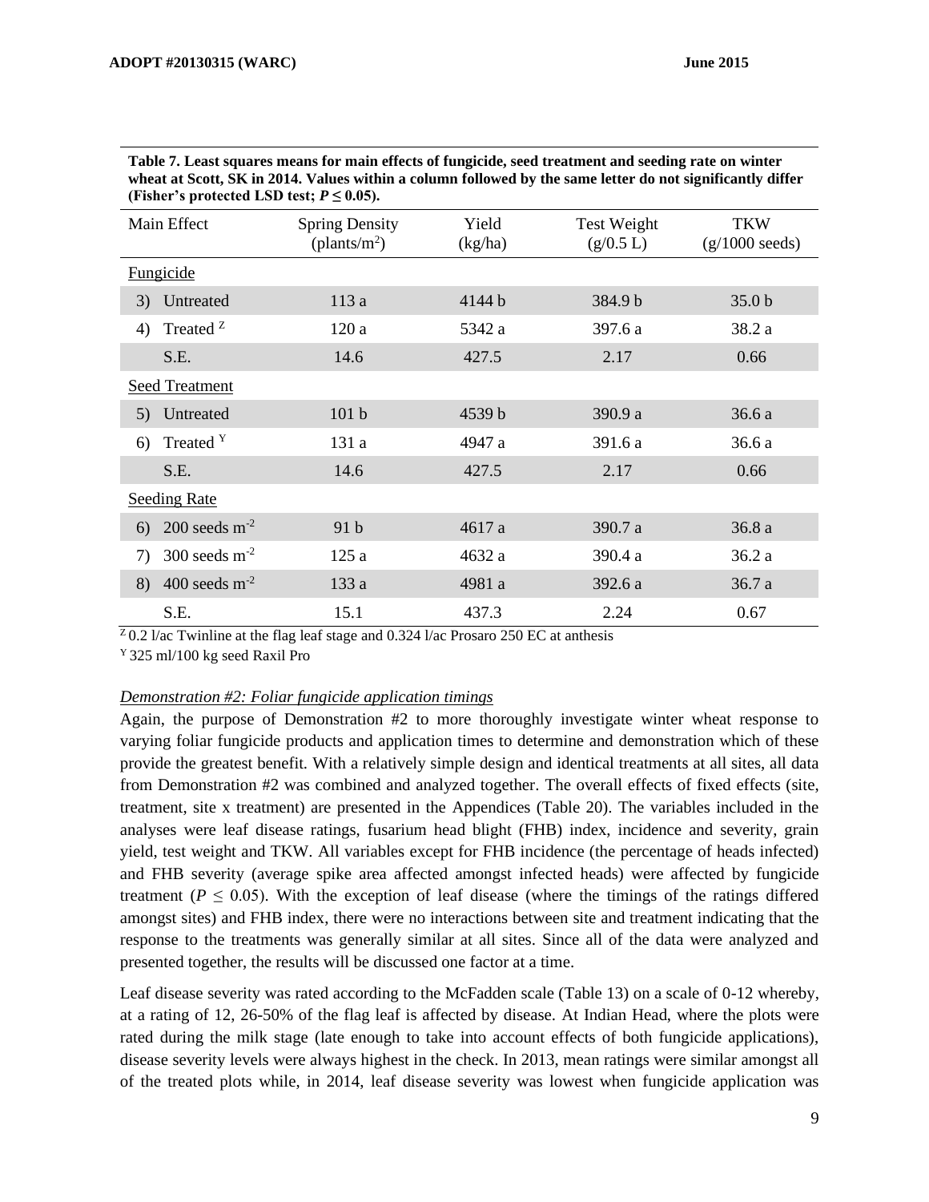**Table 7. Least squares means for main effects of fungicide, seed treatment and seeding rate on winter wheat at Scott, SK in 2014. Values within a column followed by the same letter do not significantly differ (Fisher's protected LSD test; $P \leq 0.05$).**

| Main Effect | Spring Density (plants/m$^2$) | Yield (kg/ha) | Test Weight (g/0.5 L) | TKW (g/1000 seeds) |
|---|---|---|---|---|
| Fungicide | | | | |
| 3) Untreated | 113 a | 4144 b | 384.9 b | 35.0 b |
| 4) Treated [Z] | 120 a | 5342 a | 397.6 a | 38.2 a |
| S.E. | 14.6 | 427.5 | 2.17 | 0.66 |
| Seed Treatment | | | | |
| 5) Untreated | 101 b | 4539 b | 390.9 a | 36.6 a |
| 6) Treated [Y] | 131 a | 4947 a | 391.6 a | 36.6 a |
| S.E. | 14.6 | 427.5 | 2.17 | 0.66 |
| Seeding Rate | | | | |
| 6) 200 seeds m$^{-2}$ | 91 b | 4617 a | 390.7 a | 36.8 a |
| 7) 300 seeds m$^{-2}$ | 125 a | 4632 a | 390.4 a | 36.2 a |
| 8) 400 seeds m$^{-2}$ | 133 a | 4981 a | 392.6 a | 36.7 a |
| S.E. | 15.1 | 437.3 | 2.24 | 0.67 |

[Z] 0.2 l/ac Twinline at the flag leaf stage and 0.324 l/ac Prosaro 250 EC at anthesis

[Y] 325 ml/100 kg seed Raxil Pro

*Demonstration #2: Foliar fungicide application timings*

Again, the purpose of Demonstration #2 to more thoroughly investigate winter wheat response to varying foliar fungicide products and application times to determine and demonstration which of these provide the greatest benefit. With a relatively simple design and identical treatments at all sites, all data from Demonstration #2 was combined and analyzed together. The overall effects of fixed effects (site, treatment, site x treatment) are presented in the Appendices (Table 20). The variables included in the analyses were leaf disease ratings, fusarium head blight (FHB) index, incidence and severity, grain yield, test weight and TKW. All variables except for FHB incidence (the percentage of heads infected) and FHB severity (average spike area affected amongst infected heads) were affected by fungicide treatment ($P \leq 0.05$). With the exception of leaf disease (where the timings of the ratings differed amongst sites) and FHB index, there were no interactions between site and treatment indicating that the response to the treatments was generally similar at all sites. Since all of the data were analyzed and presented together, the results will be discussed one factor at a time.

Leaf disease severity was rated according to the McFadden scale (Table 13) on a scale of 0-12 whereby, at a rating of 12, 26-50% of the flag leaf is affected by disease. At Indian Head, where the plots were rated during the milk stage (late enough to take into account effects of both fungicide applications), disease severity levels were always highest in the check. In 2013, mean ratings were similar amongst all of the treated plots while, in 2014, leaf disease severity was lowest when fungicide application was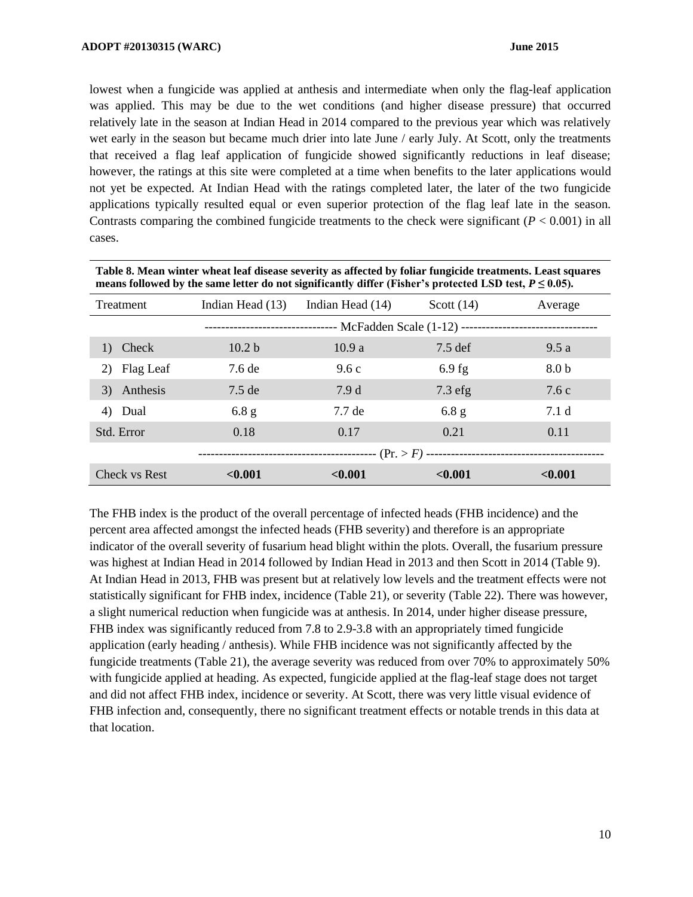lowest when a fungicide was applied at anthesis and intermediate when only the flag-leaf application was applied. This may be due to the wet conditions (and higher disease pressure) that occurred relatively late in the season at Indian Head in 2014 compared to the previous year which was relatively wet early in the season but became much drier into late June / early July. At Scott, only the treatments that received a flag leaf application of fungicide showed significantly reductions in leaf disease; however, the ratings at this site were completed at a time when benefits to the later applications would not yet be expected. At Indian Head with the ratings completed later, the later of the two fungicide applications typically resulted equal or even superior protection of the flag leaf late in the season. Contrasts comparing the combined fungicide treatments to the check were significant ($P < 0.001$) in all cases.

**Table 8. Mean winter wheat leaf disease severity as affected by foliar fungicide treatments. Least squares means followed by the same letter do not significantly differ (Fisher's protected LSD test, $P \leq 0.05$).**

| Treatment | Indian Head (13) | Indian Head (14) | Scott (14) | Average |
|---|---|---|---|---|
| | ------------------------------- McFadden Scale (1-12) ------------------------------- | | | |
| 1) Check | 10.2 b | 10.9 a | 7.5 def | 9.5 a |
| 2) Flag Leaf | 7.6 de | 9.6 c | 6.9 fg | 8.0 b |
| 3) Anthesis | 7.5 de | 7.9 d | 7.3 efg | 7.6 c |
| 4) Dual | 6.8 g | 7.7 de | 6.8 g | 7.1 d |
| Std. Error | 0.18 | 0.17 | 0.21 | 0.11 |
| | ------------------------------- (Pr. > *F*) ------------------------------- | | | |
| Check vs Rest | **<0.001** | **<0.001** | **<0.001** | **<0.001** |

The FHB index is the product of the overall percentage of infected heads (FHB incidence) and the percent area affected amongst the infected heads (FHB severity) and therefore is an appropriate indicator of the overall severity of fusarium head blight within the plots. Overall, the fusarium pressure was highest at Indian Head in 2014 followed by Indian Head in 2013 and then Scott in 2014 (Table 9). At Indian Head in 2013, FHB was present but at relatively low levels and the treatment effects were not statistically significant for FHB index, incidence (Table 21), or severity (Table 22). There was however, a slight numerical reduction when fungicide was at anthesis. In 2014, under higher disease pressure, FHB index was significantly reduced from 7.8 to 2.9-3.8 with an appropriately timed fungicide application (early heading / anthesis). While FHB incidence was not significantly affected by the fungicide treatments (Table 21), the average severity was reduced from over 70% to approximately 50% with fungicide applied at heading. As expected, fungicide applied at the flag-leaf stage does not target and did not affect FHB index, incidence or severity. At Scott, there was very little visual evidence of FHB infection and, consequently, there no significant treatment effects or notable trends in this data at that location.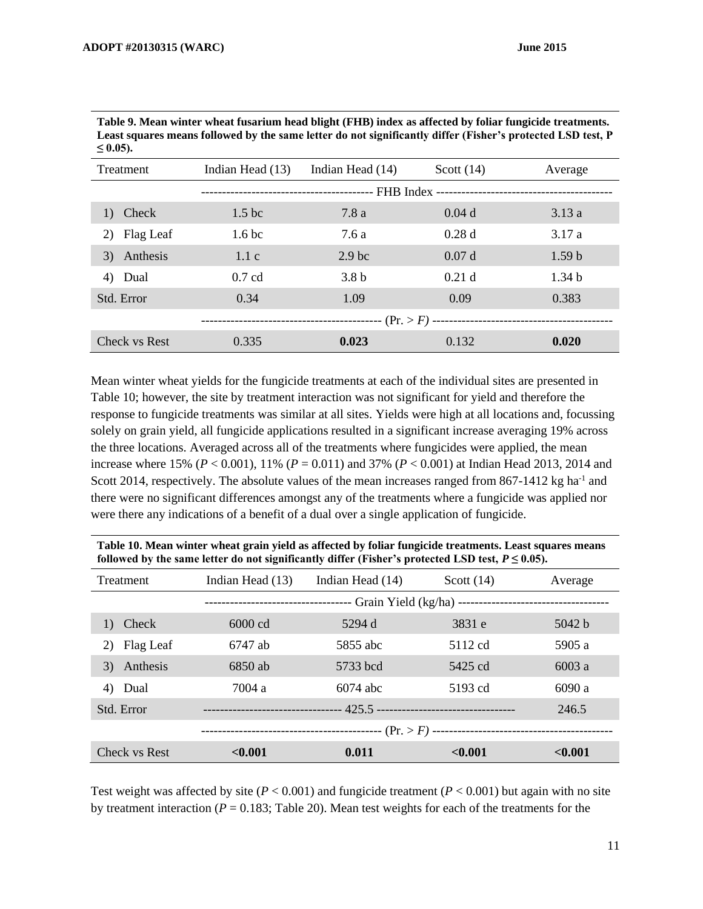**Table 9. Mean winter wheat fusarium head blight (FHB) index as affected by foliar fungicide treatments. Least squares means followed by the same letter do not significantly differ (Fisher's protected LSD test, P ≤ 0.05).**

| Treatment | Indian Head (13) | Indian Head (14) | Scott (14) | Average |
|---|---|---|---|---|
| | ---------- FHB Index ---------- | | | |
| 1) Check | 1.5 bc | 7.8 a | 0.04 d | 3.13 a |
| 2) Flag Leaf | 1.6 bc | 7.6 a | 0.28 d | 3.17 a |
| 3) Anthesis | 1.1 c | 2.9 bc | 0.07 d | 1.59 b |
| 4) Dual | 0.7 cd | 3.8 b | 0.21 d | 1.34 b |
| Std. Error | 0.34 | 1.09 | 0.09 | 0.383 |
| | ---------- (Pr. > *F*) ---------- | | | |
| Check vs Rest | 0.335 | **0.023** | 0.132 | **0.020** |

Mean winter wheat yields for the fungicide treatments at each of the individual sites are presented in Table 10; however, the site by treatment interaction was not significant for yield and therefore the response to fungicide treatments was similar at all sites. Yields were high at all locations and, focussing solely on grain yield, all fungicide applications resulted in a significant increase averaging 19% across the three locations. Averaged across all of the treatments where fungicides were applied, the mean increase where 15% ($P < 0.001$), 11% ($P = 0.011$) and 37% ($P < 0.001$) at Indian Head 2013, 2014 and Scott 2014, respectively. The absolute values of the mean increases ranged from 867-1412 kg ha$^{-1}$ and there were no significant differences amongst any of the treatments where a fungicide was applied nor were there any indications of a benefit of a dual over a single application of fungicide.

**Table 10. Mean winter wheat grain yield as affected by foliar fungicide treatments. Least squares means followed by the same letter do not significantly differ (Fisher's protected LSD test, $P \leq 0.05$).**

| Treatment | Indian Head (13) | Indian Head (14) | Scott (14) | Average |
|---|---|---|---|---|
| | ---------- Grain Yield (kg/ha) ---------- | | | |
| 1) Check | 6000 cd | 5294 d | 3831 e | 5042 b |
| 2) Flag Leaf | 6747 ab | 5855 abc | 5112 cd | 5905 a |
| 3) Anthesis | 6850 ab | 5733 bcd | 5425 cd | 6003 a |
| 4) Dual | 7004 a | 6074 abc | 5193 cd | 6090 a |
| Std. Error | ---------- 425.5 ---------- | | | 246.5 |
| | ---------- (Pr. > *F*) ---------- | | | |
| Check vs Rest | **<0.001** | **0.011** | **<0.001** | **<0.001** |

Test weight was affected by site ($P < 0.001$) and fungicide treatment ($P < 0.001$) but again with no site by treatment interaction ($P = 0.183$; Table 20). Mean test weights for each of the treatments for the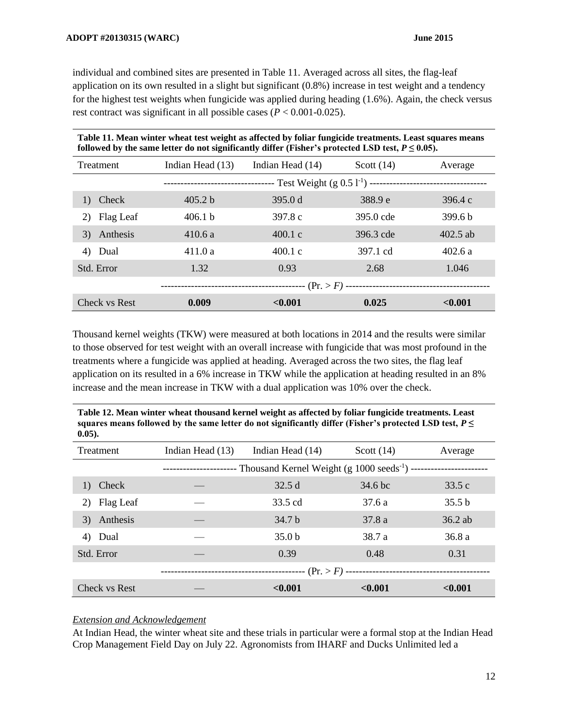individual and combined sites are presented in Table 11. Averaged across all sites, the flag-leaf application on its own resulted in a slight but significant (0.8%) increase in test weight and a tendency for the highest test weights when fungicide was applied during heading (1.6%). Again, the check versus rest contract was significant in all possible cases ($P$ < 0.001-0.025).

**Table 11. Mean winter wheat test weight as affected by foliar fungicide treatments. Least squares means followed by the same letter do not significantly differ (Fisher's protected LSD test, $P \leq 0.05$).**

| Treatment | Indian Head (13) | Indian Head (14) | Scott (14) | Average |
|---|---|---|---|---|
| | Test Weight (g 0.5 $l^{-1}$) | | | |
| 1) Check | 405.2 b | 395.0 d | 388.9 e | 396.4 c |
| 2) Flag Leaf | 406.1 b | 397.8 c | 395.0 cde | 399.6 b |
| 3) Anthesis | 410.6 a | 400.1 c | 396.3 cde | 402.5 ab |
| 4) Dual | 411.0 a | 400.1 c | 397.1 cd | 402.6 a |
| Std. Error | 1.32 | 0.93 | 2.68 | 1.046 |
| | (Pr. > $F$) | | | |
| Check vs Rest | **0.009** | **<0.001** | **0.025** | **<0.001** |

Thousand kernel weights (TKW) were measured at both locations in 2014 and the results were similar to those observed for test weight with an overall increase with fungicide that was most profound in the treatments where a fungicide was applied at heading. Averaged across the two sites, the flag leaf application on its resulted in a 6% increase in TKW while the application at heading resulted in an 8% increase and the mean increase in TKW with a dual application was 10% over the check.

**Table 12. Mean winter wheat thousand kernel weight as affected by foliar fungicide treatments. Least squares means followed by the same letter do not significantly differ (Fisher's protected LSD test, $P \leq 0.05$).**

| Treatment | Indian Head (13) | Indian Head (14) | Scott (14) | Average |
|---|---|---|---|---|
| | Thousand Kernel Weight (g 1000 $seeds^{-1}$) | | | |
| 1) Check | — | 32.5 d | 34.6 bc | 33.5 c |
| 2) Flag Leaf | — | 33.5 cd | 37.6 a | 35.5 b |
| 3) Anthesis | — | 34.7 b | 37.8 a | 36.2 ab |
| 4) Dual | — | 35.0 b | 38.7 a | 36.8 a |
| Std. Error | — | 0.39 | 0.48 | 0.31 |
| | (Pr. > $F$) | | | |
| Check vs Rest | — | **<0.001** | **<0.001** | **<0.001** |

*Extension and Acknowledgement*

At Indian Head, the winter wheat site and these trials in particular were a formal stop at the Indian Head Crop Management Field Day on July 22. Agronomists from IHARF and Ducks Unlimited led a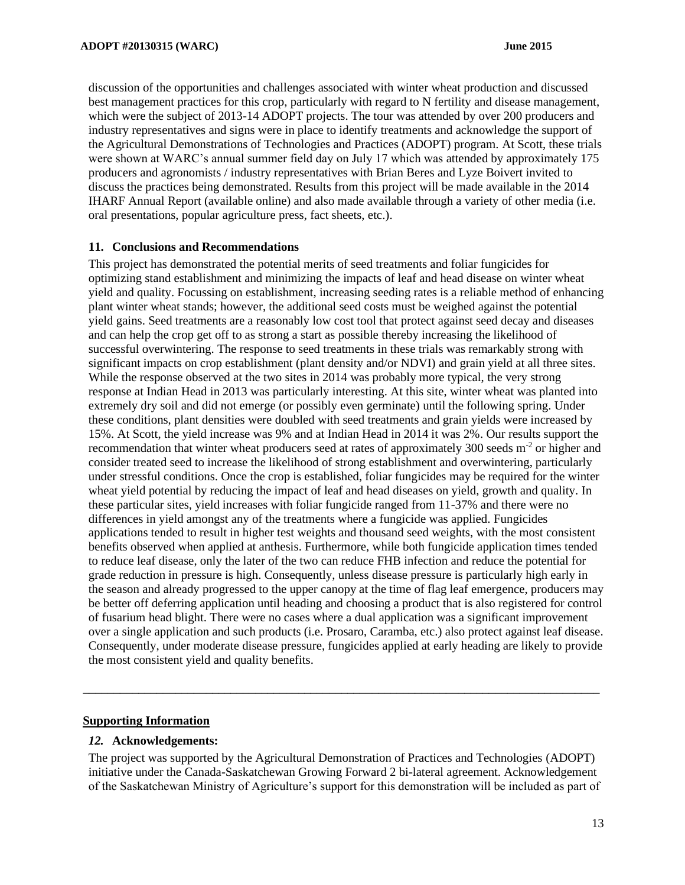discussion of the opportunities and challenges associated with winter wheat production and discussed best management practices for this crop, particularly with regard to N fertility and disease management, which were the subject of 2013-14 ADOPT projects. The tour was attended by over 200 producers and industry representatives and signs were in place to identify treatments and acknowledge the support of the Agricultural Demonstrations of Technologies and Practices (ADOPT) program. At Scott, these trials were shown at WARC's annual summer field day on July 17 which was attended by approximately 175 producers and agronomists / industry representatives with Brian Beres and Lyze Boivert invited to discuss the practices being demonstrated. Results from this project will be made available in the 2014 IHARF Annual Report (available online) and also made available through a variety of other media (i.e. oral presentations, popular agriculture press, fact sheets, etc.).

## 11. Conclusions and Recommendations

This project has demonstrated the potential merits of seed treatments and foliar fungicides for optimizing stand establishment and minimizing the impacts of leaf and head disease on winter wheat yield and quality. Focussing on establishment, increasing seeding rates is a reliable method of enhancing plant winter wheat stands; however, the additional seed costs must be weighed against the potential yield gains. Seed treatments are a reasonably low cost tool that protect against seed decay and diseases and can help the crop get off to as strong a start as possible thereby increasing the likelihood of successful overwintering. The response to seed treatments in these trials was remarkably strong with significant impacts on crop establishment (plant density and/or NDVI) and grain yield at all three sites. While the response observed at the two sites in 2014 was probably more typical, the very strong response at Indian Head in 2013 was particularly interesting. At this site, winter wheat was planted into extremely dry soil and did not emerge (or possibly even germinate) until the following spring. Under these conditions, plant densities were doubled with seed treatments and grain yields were increased by 15%. At Scott, the yield increase was 9% and at Indian Head in 2014 it was 2%. Our results support the recommendation that winter wheat producers seed at rates of approximately 300 seeds $m^{-2}$ or higher and consider treated seed to increase the likelihood of strong establishment and overwintering, particularly under stressful conditions. Once the crop is established, foliar fungicides may be required for the winter wheat yield potential by reducing the impact of leaf and head diseases on yield, growth and quality. In these particular sites, yield increases with foliar fungicide ranged from 11-37% and there were no differences in yield amongst any of the treatments where a fungicide was applied. Fungicides applications tended to result in higher test weights and thousand seed weights, with the most consistent benefits observed when applied at anthesis. Furthermore, while both fungicide application times tended to reduce leaf disease, only the later of the two can reduce FHB infection and reduce the potential for grade reduction in pressure is high. Consequently, unless disease pressure is particularly high early in the season and already progressed to the upper canopy at the time of flag leaf emergence, producers may be better off deferring application until heading and choosing a product that is also registered for control of fusarium head blight. There were no cases where a dual application was a significant improvement over a single application and such products (i.e. Prosaro, Caramba, etc.) also protect against leaf disease. Consequently, under moderate disease pressure, fungicides applied at early heading are likely to provide the most consistent yield and quality benefits.

---

## Supporting Information

### *12.* Acknowledgements:

The project was supported by the Agricultural Demonstration of Practices and Technologies (ADOPT) initiative under the Canada-Saskatchewan Growing Forward 2 bi-lateral agreement. Acknowledgement of the Saskatchewan Ministry of Agriculture's support for this demonstration will be included as part of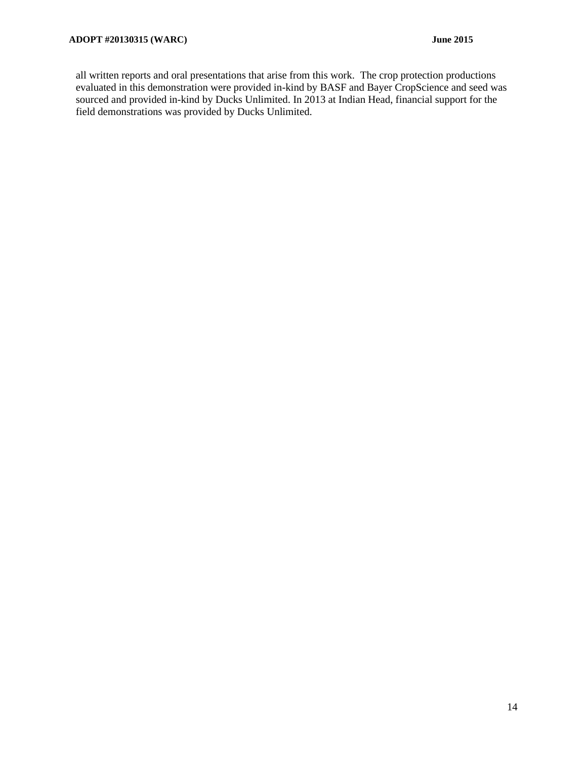all written reports and oral presentations that arise from this work. The crop protection productions evaluated in this demonstration were provided in-kind by BASF and Bayer CropScience and seed was sourced and provided in-kind by Ducks Unlimited. In 2013 at Indian Head, financial support for the field demonstrations was provided by Ducks Unlimited.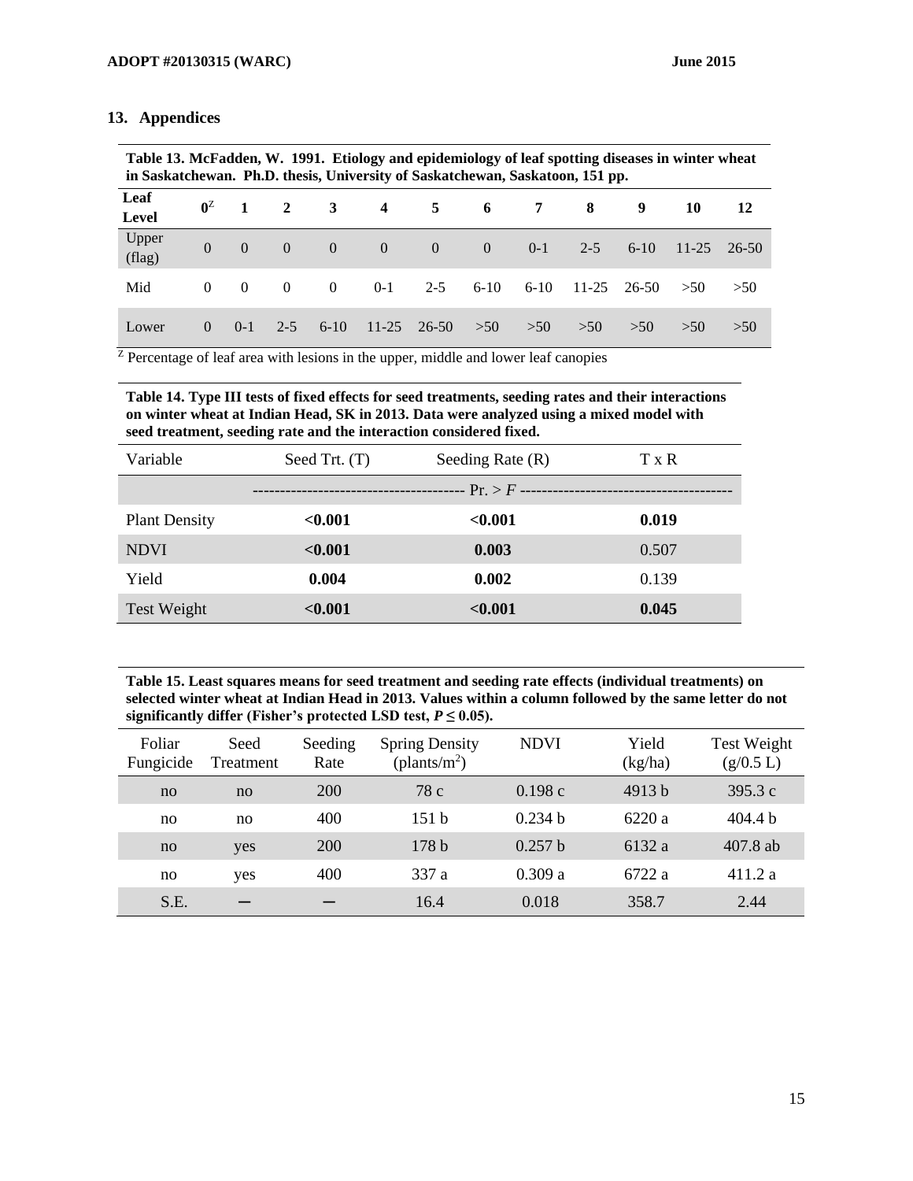## 13. Appendices

**Table 13. McFadden, W. 1991. Etiology and epidemiology of leaf spotting diseases in winter wheat in Saskatchewan. Ph.D. thesis, University of Saskatchewan, Saskatoon, 151 pp.**

| Leaf Level | 0[Z] | 1 | 2 | 3 | 4 | 5 | 6 | 7 | 8 | 9 | 10 | 12 |
|---|---|---|---|---|---|---|---|---|---|---|---|---|
| Upper (flag) | 0 | 0 | 0 | 0 | 0 | 0 | 0 | 0-1 | 2-5 | 6-10 | 11-25 | 26-50 |
| Mid | 0 | 0 | 0 | 0 | 0-1 | 2-5 | 6-10 | 6-10 | 11-25 | 26-50 | >50 | >50 |
| Lower | 0 | 0-1 | 2-5 | 6-10 | 11-25 | 26-50 | >50 | >50 | >50 | >50 | >50 | >50 |

[Z] Percentage of leaf area with lesions in the upper, middle and lower leaf canopies

**Table 14. Type III tests of fixed effects for seed treatments, seeding rates and their interactions on winter wheat at Indian Head, SK in 2013. Data were analyzed using a mixed model with seed treatment, seeding rate and the interaction considered fixed.**

| Variable | Seed Trt. (T) | Seeding Rate (R) | T x R |
|---|---|---|---|
| | ---------- Pr. > *F* ---------- | | |
| Plant Density | **<0.001** | **<0.001** | **0.019** |
| NDVI | **<0.001** | **0.003** | 0.507 |
| Yield | **0.004** | **0.002** | 0.139 |
| Test Weight | **<0.001** | **<0.001** | **0.045** |

**Table 15. Least squares means for seed treatment and seeding rate effects (individual treatments) on selected winter wheat at Indian Head in 2013. Values within a column followed by the same letter do not significantly differ (Fisher's protected LSD test, $P \leq 0.05$).**

| Foliar Fungicide | Seed Treatment | Seeding Rate | Spring Density (plants/m$^2$) | NDVI | Yield (kg/ha) | Test Weight (g/0.5 L) |
|---|---|---|---|---|---|---|
| no | no | 200 | 78 c | 0.198 c | 4913 b | 395.3 c |
| no | no | 400 | 151 b | 0.234 b | 6220 a | 404.4 b |
| no | yes | 200 | 178 b | 0.257 b | 6132 a | 407.8 ab |
| no | yes | 400 | 337 a | 0.309 a | 6722 a | 411.2 a |
| S.E. | – | – | 16.4 | 0.018 | 358.7 | 2.44 |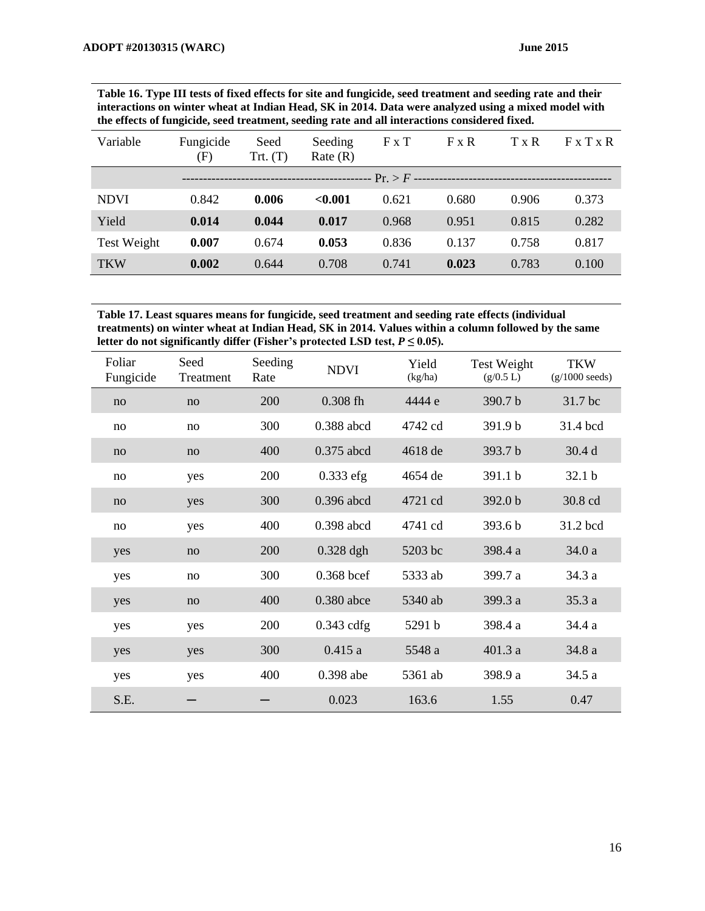**Table 16. Type III tests of fixed effects for site and fungicide, seed treatment and seeding rate and their interactions on winter wheat at Indian Head, SK in 2014. Data were analyzed using a mixed model with the effects of fungicide, seed treatment, seeding rate and all interactions considered fixed.**

| Variable | Fungicide (F) | Seed Trt. (T) | Seeding Rate (R) | F x T | F x R | T x R | F x T x R |
|---|---|---|---|---|---|---|---|
| | ------------------------------------------- | | | Pr. > *F* | ------------------------------------------- | | |
| NDVI | 0.842 | **0.006** | **<0.001** | 0.621 | 0.680 | 0.906 | 0.373 |
| Yield | **0.014** | **0.044** | **0.017** | 0.968 | 0.951 | 0.815 | 0.282 |
| Test Weight | **0.007** | 0.674 | **0.053** | 0.836 | 0.137 | 0.758 | 0.817 |
| TKW | **0.002** | 0.644 | 0.708 | 0.741 | **0.023** | 0.783 | 0.100 |

**Table 17. Least squares means for fungicide, seed treatment and seeding rate effects (individual treatments) on winter wheat at Indian Head, SK in 2014. Values within a column followed by the same letter do not significantly differ (Fisher's protected LSD test, $P \leq 0.05$).**

| Foliar Fungicide | Seed Treatment | Seeding Rate | NDVI | Yield (kg/ha) | Test Weight (g/0.5 L) | TKW (g/1000 seeds) |
|---|---|---|---|---|---|---|
| no | no | 200 | 0.308 fh | 4444 e | 390.7 b | 31.7 bc |
| no | no | 300 | 0.388 abcd | 4742 cd | 391.9 b | 31.4 bcd |
| no | no | 400 | 0.375 abcd | 4618 de | 393.7 b | 30.4 d |
| no | yes | 200 | 0.333 efg | 4654 de | 391.1 b | 32.1 b |
| no | yes | 300 | 0.396 abcd | 4721 cd | 392.0 b | 30.8 cd |
| no | yes | 400 | 0.398 abcd | 4741 cd | 393.6 b | 31.2 bcd |
| yes | no | 200 | 0.328 dgh | 5203 bc | 398.4 a | 34.0 a |
| yes | no | 300 | 0.368 bcef | 5333 ab | 399.7 a | 34.3 a |
| yes | no | 400 | 0.380 abce | 5340 ab | 399.3 a | 35.3 a |
| yes | yes | 200 | 0.343 cdfg | 5291 b | 398.4 a | 34.4 a |
| yes | yes | 300 | 0.415 a | 5548 a | 401.3 a | 34.8 a |
| yes | yes | 400 | 0.398 abe | 5361 ab | 398.9 a | 34.5 a |
| S.E. | – | – | 0.023 | 163.6 | 1.55 | 0.47 |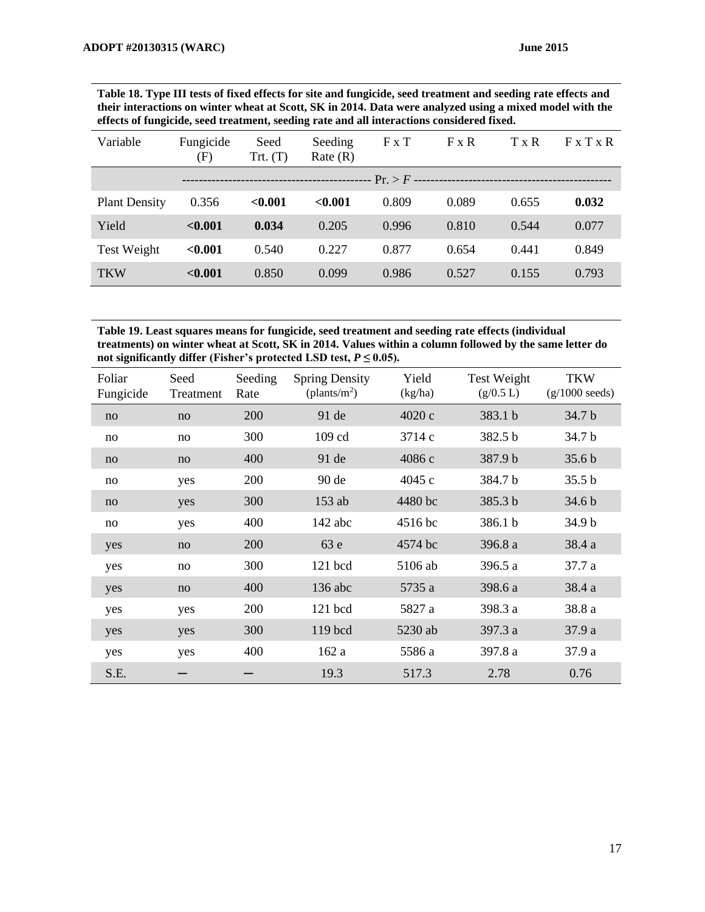**Table 18. Type III tests of fixed effects for site and fungicide, seed treatment and seeding rate effects and their interactions on winter wheat at Scott, SK in 2014. Data were analyzed using a mixed model with the effects of fungicide, seed treatment, seeding rate and all interactions considered fixed.**

| Variable | Fungicide (F) | Seed Trt. (T) | Seeding Rate (R) | F x T | F x R | T x R | F x T x R |
|---|---|---|---|---|---|---|---|
| | ---------- | ---------- | ---------- | Pr. > *F* | ---------- | ---------- | ---------- |
| Plant Density | 0.356 | **<0.001** | **<0.001** | 0.809 | 0.089 | 0.655 | **0.032** |
| Yield | **<0.001** | **0.034** | 0.205 | 0.996 | 0.810 | 0.544 | 0.077 |
| Test Weight | **<0.001** | 0.540 | 0.227 | 0.877 | 0.654 | 0.441 | 0.849 |
| TKW | **<0.001** | 0.850 | 0.099 | 0.986 | 0.527 | 0.155 | 0.793 |

**Table 19. Least squares means for fungicide, seed treatment and seeding rate effects (individual treatments) on winter wheat at Scott, SK in 2014. Values within a column followed by the same letter do not significantly differ (Fisher's protected LSD test, $P \leq 0.05$).**

| Foliar Fungicide | Seed Treatment | Seeding Rate | Spring Density (plants/m$^2$) | Yield (kg/ha) | Test Weight (g/0.5 L) | TKW (g/1000 seeds) |
|---|---|---|---|---|---|---|
| no | no | 200 | 91 de | 4020 c | 383.1 b | 34.7 b |
| no | no | 300 | 109 cd | 3714 c | 382.5 b | 34.7 b |
| no | no | 400 | 91 de | 4086 c | 387.9 b | 35.6 b |
| no | yes | 200 | 90 de | 4045 c | 384.7 b | 35.5 b |
| no | yes | 300 | 153 ab | 4480 bc | 385.3 b | 34.6 b |
| no | yes | 400 | 142 abc | 4516 bc | 386.1 b | 34.9 b |
| yes | no | 200 | 63 e | 4574 bc | 396.8 a | 38.4 a |
| yes | no | 300 | 121 bcd | 5106 ab | 396.5 a | 37.7 a |
| yes | no | 400 | 136 abc | 5735 a | 398.6 a | 38.4 a |
| yes | yes | 200 | 121 bcd | 5827 a | 398.3 a | 38.8 a |
| yes | yes | 300 | 119 bcd | 5230 ab | 397.3 a | 37.9 a |
| yes | yes | 400 | 162 a | 5586 a | 397.8 a | 37.9 a |
| S.E. | — | — | 19.3 | 517.3 | 2.78 | 0.76 |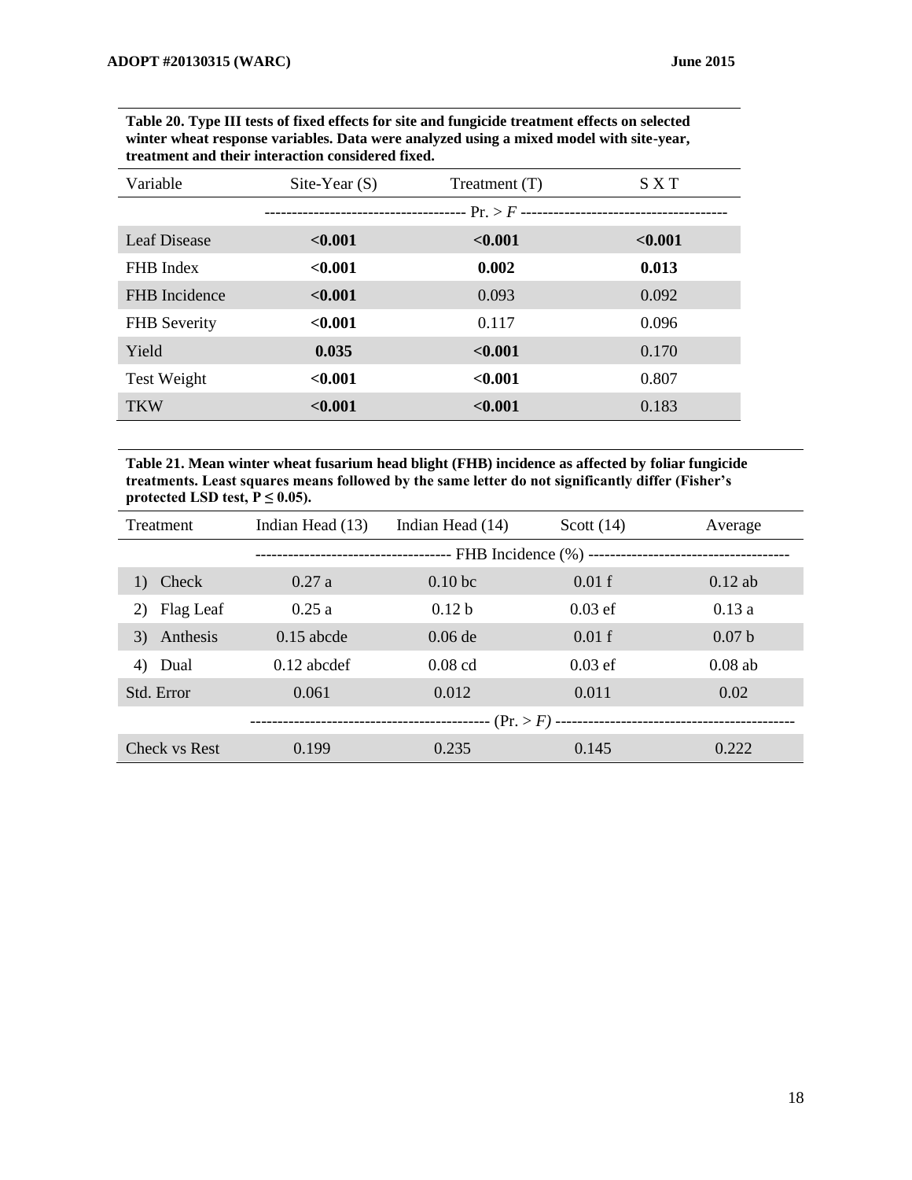**Table 20. Type III tests of fixed effects for site and fungicide treatment effects on selected winter wheat response variables. Data were analyzed using a mixed model with site-year, treatment and their interaction considered fixed.**

| Variable | Site-Year (S) | Treatment (T) | S X T |
|---|---|---|---|
| | ------------------------------------ Pr. > *F* ------------------------------------ | | |
| Leaf Disease | **<0.001** | **<0.001** | **<0.001** |
| FHB Index | **<0.001** | **0.002** | **0.013** |
| FHB Incidence | **<0.001** | 0.093 | 0.092 |
| FHB Severity | **<0.001** | 0.117 | 0.096 |
| Yield | **0.035** | **<0.001** | 0.170 |
| Test Weight | **<0.001** | **<0.001** | 0.807 |
| TKW | **<0.001** | **<0.001** | 0.183 |

**Table 21. Mean winter wheat fusarium head blight (FHB) incidence as affected by foliar fungicide treatments. Least squares means followed by the same letter do not significantly differ (Fisher's protected LSD test, P ≤ 0.05).**

| Treatment | Indian Head (13) | Indian Head (14) | Scott (14) | Average |
|---|---|---|---|---|
| | ----------------------------------- FHB Incidence (%) ----------------------------------- | | | |
| 1) Check | 0.27 a | 0.10 bc | 0.01 f | 0.12 ab |
| 2) Flag Leaf | 0.25 a | 0.12 b | 0.03 ef | 0.13 a |
| 3) Anthesis | 0.15 abcde | 0.06 de | 0.01 f | 0.07 b |
| 4) Dual | 0.12 abcdef | 0.08 cd | 0.03 ef | 0.08 ab |
| Std. Error | 0.061 | 0.012 | 0.011 | 0.02 |
| | ------------------------------------------- (Pr. > *F*) ------------------------------------------- | | | |
| Check vs Rest | 0.199 | 0.235 | 0.145 | 0.222 |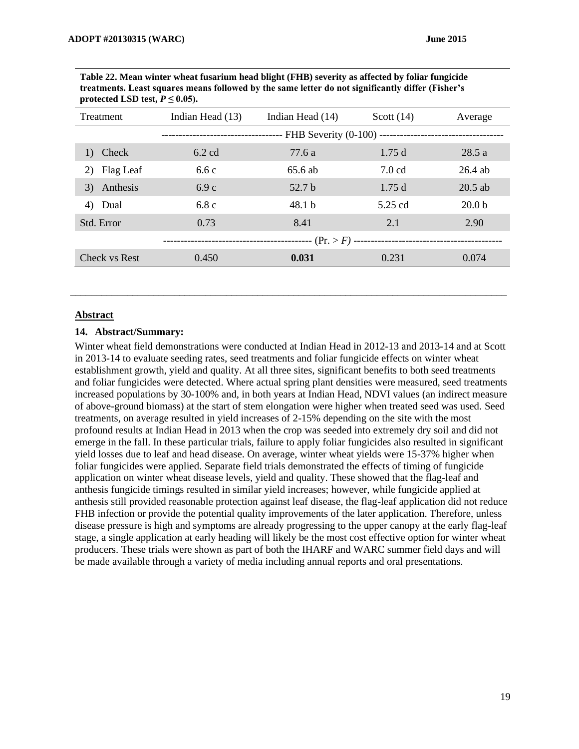**Table 22. Mean winter wheat fusarium head blight (FHB) severity as affected by foliar fungicide treatments. Least squares means followed by the same letter do not significantly differ (Fisher's protected LSD test, $P \leq 0.05$).**

| Treatment | Indian Head (13) | Indian Head (14) | Scott (14) | Average |
|---|---|---|---|---|
| | ---------------------------------- FHB Severity (0-100) ----------------------------------- | | | |
| 1) Check | 6.2 cd | 77.6 a | 1.75 d | 28.5 a |
| 2) Flag Leaf | 6.6 c | 65.6 ab | 7.0 cd | 26.4 ab |
| 3) Anthesis | 6.9 c | 52.7 b | 1.75 d | 20.5 ab |
| 4) Dual | 6.8 c | 48.1 b | 5.25 cd | 20.0 b |
| Std. Error | 0.73 | 8.41 | 2.1 | 2.90 |
| | ------------------------------------------ (Pr. > *F*) ------------------------------------------ | | | |
| Check vs Rest | 0.450 | **0.031** | 0.231 | 0.074 |

---

## Abstract

### 14. Abstract/Summary:

Winter wheat field demonstrations were conducted at Indian Head in 2012-13 and 2013-14 and at Scott in 2013-14 to evaluate seeding rates, seed treatments and foliar fungicide effects on winter wheat establishment growth, yield and quality. At all three sites, significant benefits to both seed treatments and foliar fungicides were detected. Where actual spring plant densities were measured, seed treatments increased populations by 30-100% and, in both years at Indian Head, NDVI values (an indirect measure of above-ground biomass) at the start of stem elongation were higher when treated seed was used. Seed treatments, on average resulted in yield increases of 2-15% depending on the site with the most profound results at Indian Head in 2013 when the crop was seeded into extremely dry soil and did not emerge in the fall. In these particular trials, failure to apply foliar fungicides also resulted in significant yield losses due to leaf and head disease. On average, winter wheat yields were 15-37% higher when foliar fungicides were applied. Separate field trials demonstrated the effects of timing of fungicide application on winter wheat disease levels, yield and quality. These showed that the flag-leaf and anthesis fungicide timings resulted in similar yield increases; however, while fungicide applied at anthesis still provided reasonable protection against leaf disease, the flag-leaf application did not reduce FHB infection or provide the potential quality improvements of the later application. Therefore, unless disease pressure is high and symptoms are already progressing to the upper canopy at the early flag-leaf stage, a single application at early heading will likely be the most cost effective option for winter wheat producers. These trials were shown as part of both the IHARF and WARC summer field days and will be made available through a variety of media including annual reports and oral presentations.